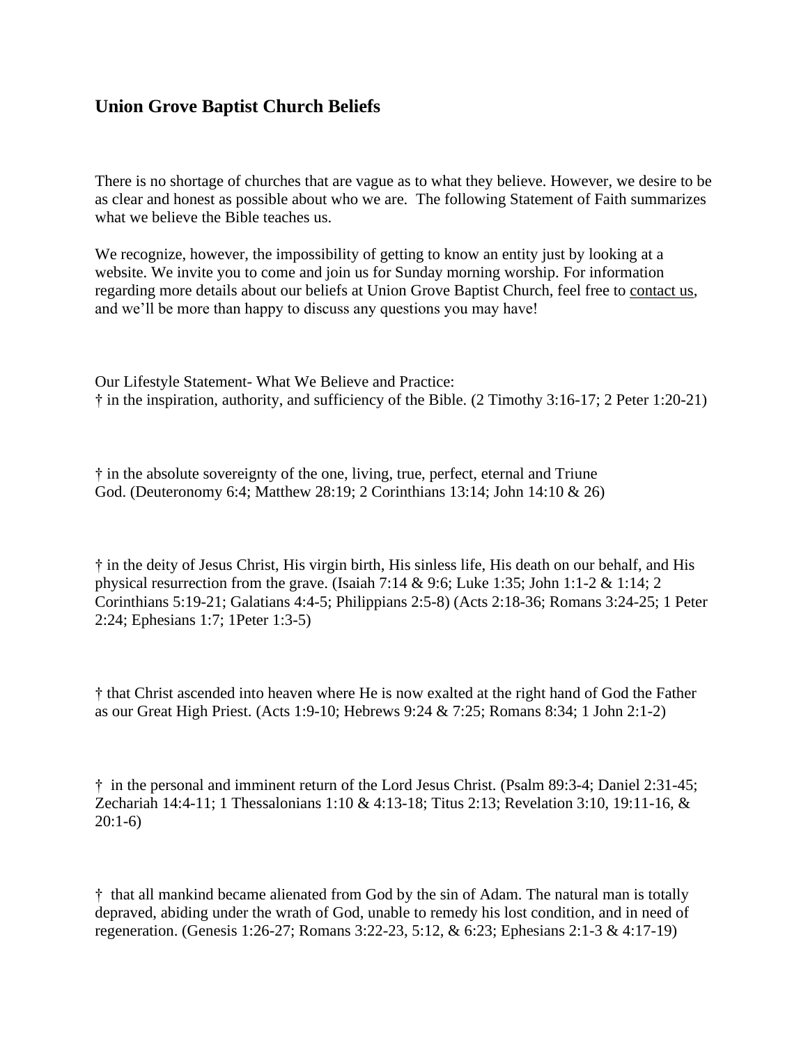## Union Grove Baptist Church Beliefs

There is no shortage of churches that are vague as to what they believe. However, we desire to be as clear and honest as possible about who we are. The following Statement of Faith summarizes what we believe the Bible teaches us.

We recognize, however, the impossibility of getting to know an entity just by looking at a website. We invite you to come and join us for Sunday morning worship. For information regarding more details about our beliefs at Union Grove Baptist Church, feel free to contact us, and we'll be more than happy to discuss any questions you may have!

Our Lifestyle Statement- What We Believe and Practice:

† in the inspiration, authority, and sufficiency of the Bible. (2 Timothy 3:16-17; 2 Peter 1:20-21)

† in the absolute sovereignty of the one, living, true, perfect, eternal and Triune God. (Deuteronomy 6:4; Matthew 28:19; 2 Corinthians 13:14; John 14:10 & 26)

† in the deity of Jesus Christ, His virgin birth, His sinless life, His death on our behalf, and His physical resurrection from the grave. (Isaiah 7:14 & 9:6; Luke 1:35; John 1:1-2 & 1:14; 2 Corinthians 5:19-21; Galatians 4:4-5; Philippians 2:5-8) (Acts 2:18-36; Romans 3:24-25; 1 Peter 2:24; Ephesians 1:7; 1Peter 1:3-5)

† that Christ ascended into heaven where He is now exalted at the right hand of God the Father as our Great High Priest. (Acts 1:9-10; Hebrews 9:24 & 7:25; Romans 8:34; 1 John 2:1-2)

† in the personal and imminent return of the Lord Jesus Christ. (Psalm 89:3-4; Daniel 2:31-45; Zechariah 14:4-11; 1 Thessalonians 1:10 & 4:13-18; Titus 2:13; Revelation 3:10, 19:11-16, & 20:1-6)

† that all mankind became alienated from God by the sin of Adam. The natural man is totally depraved, abiding under the wrath of God, unable to remedy his lost condition, and in need of regeneration. (Genesis 1:26-27; Romans 3:22-23, 5:12, & 6:23; Ephesians 2:1-3 & 4:17-19)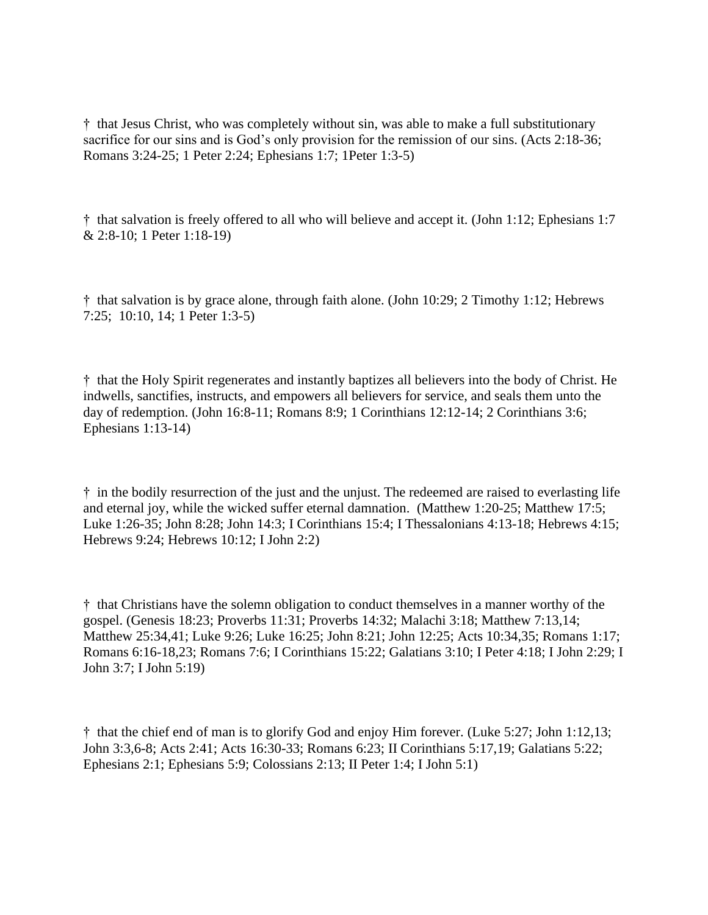† that Jesus Christ, who was completely without sin, was able to make a full substitutionary sacrifice for our sins and is God's only provision for the remission of our sins. (Acts 2:18-36; Romans 3:24-25; 1 Peter 2:24; Ephesians 1:7; 1Peter 1:3-5)

† that salvation is freely offered to all who will believe and accept it. (John 1:12; Ephesians 1:7 & 2:8-10; 1 Peter 1:18-19)

† that salvation is by grace alone, through faith alone. (John 10:29; 2 Timothy 1:12; Hebrews 7:25; 10:10, 14; 1 Peter 1:3-5)

† that the Holy Spirit regenerates and instantly baptizes all believers into the body of Christ. He indwells, sanctifies, instructs, and empowers all believers for service, and seals them unto the day of redemption. (John 16:8-11; Romans 8:9; 1 Corinthians 12:12-14; 2 Corinthians 3:6; Ephesians 1:13-14)

† in the bodily resurrection of the just and the unjust. The redeemed are raised to everlasting life and eternal joy, while the wicked suffer eternal damnation. (Matthew 1:20-25; Matthew 17:5; Luke 1:26-35; John 8:28; John 14:3; I Corinthians 15:4; I Thessalonians 4:13-18; Hebrews 4:15; Hebrews 9:24; Hebrews 10:12; I John 2:2)

† that Christians have the solemn obligation to conduct themselves in a manner worthy of the gospel. (Genesis 18:23; Proverbs 11:31; Proverbs 14:32; Malachi 3:18; Matthew 7:13,14; Matthew 25:34,41; Luke 9:26; Luke 16:25; John 8:21; John 12:25; Acts 10:34,35; Romans 1:17; Romans 6:16-18,23; Romans 7:6; I Corinthians 15:22; Galatians 3:10; I Peter 4:18; I John 2:29; I John 3:7; I John 5:19)

† that the chief end of man is to glorify God and enjoy Him forever. (Luke 5:27; John 1:12,13; John 3:3,6-8; Acts 2:41; Acts 16:30-33; Romans 6:23; II Corinthians 5:17,19; Galatians 5:22; Ephesians 2:1; Ephesians 5:9; Colossians 2:13; II Peter 1:4; I John 5:1)